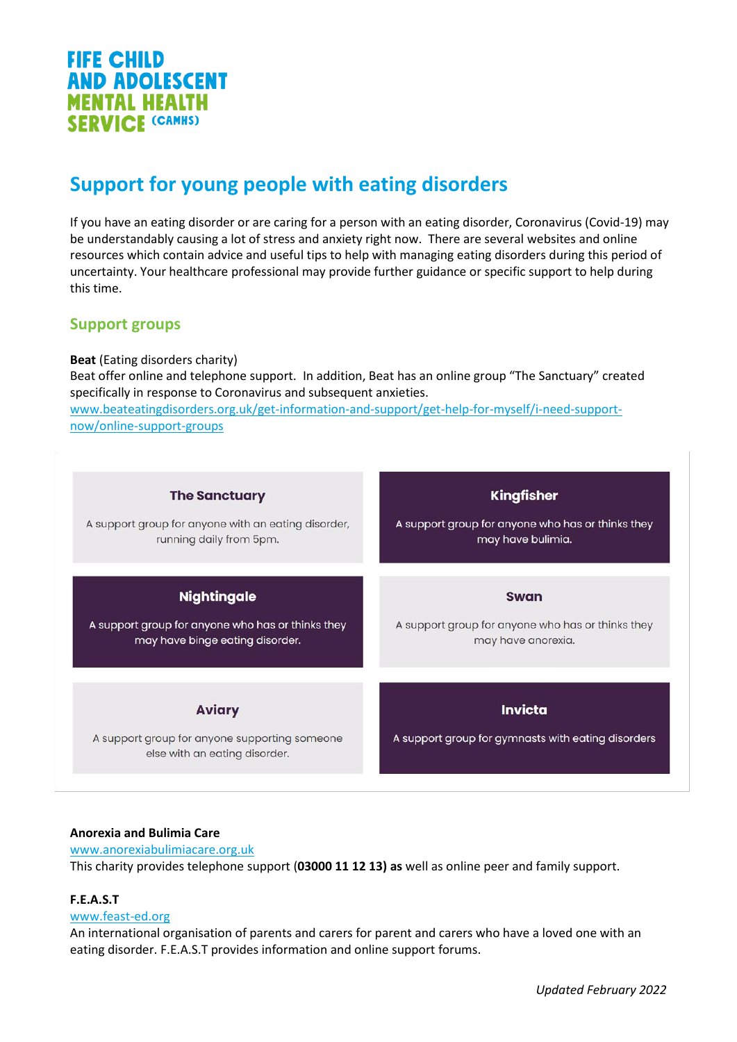# FIFE CHILD AND ADOLESCENT MENTAL HEALTH SERVICE (CAMHS)

## Support for young people with eating disorders

If you have an eating disorder or are caring for a person with an eating disorder, Coronavirus (Covid-19) may be understandably causing a lot of stress and anxiety right now. There are several websites and online resources which contain advice and useful tips to help with managing eating disorders during this period of uncertainty. Your healthcare professional may provide further guidance or specific support to help during this time.

### Support groups

**Beat** (Eating disorders charity)
Beat offer online and telephone support. In addition, Beat has an online group "The Sanctuary" created specifically in response to Coronavirus and subsequent anxieties.
www.beateatingdisorders.org.uk/get-information-and-support/get-help-for-myself/i-need-support-now/online-support-groups

**The Sanctuary**
A support group for anyone with an eating disorder, running daily from 5pm.

**Kingfisher**
A support group for anyone who has or thinks they may have bulimia.

**Nightingale**
A support group for anyone who has or thinks they may have binge eating disorder.

**Swan**
A support group for anyone who has or thinks they may have anorexia.

**Aviary**
A support group for anyone supporting someone else with an eating disorder.

**Invicta**
A support group for gymnasts with eating disorders

**Anorexia and Bulimia Care**
www.anorexiabulimiacare.org.uk
This charity provides telephone support (**03000 11 12 13) as** well as online peer and family support.

**F.E.A.S.T**
www.feast-ed.org
An international organisation of parents and carers for parent and carers who have a loved one with an eating disorder. F.E.A.S.T provides information and online support forums.

*Updated February 2022*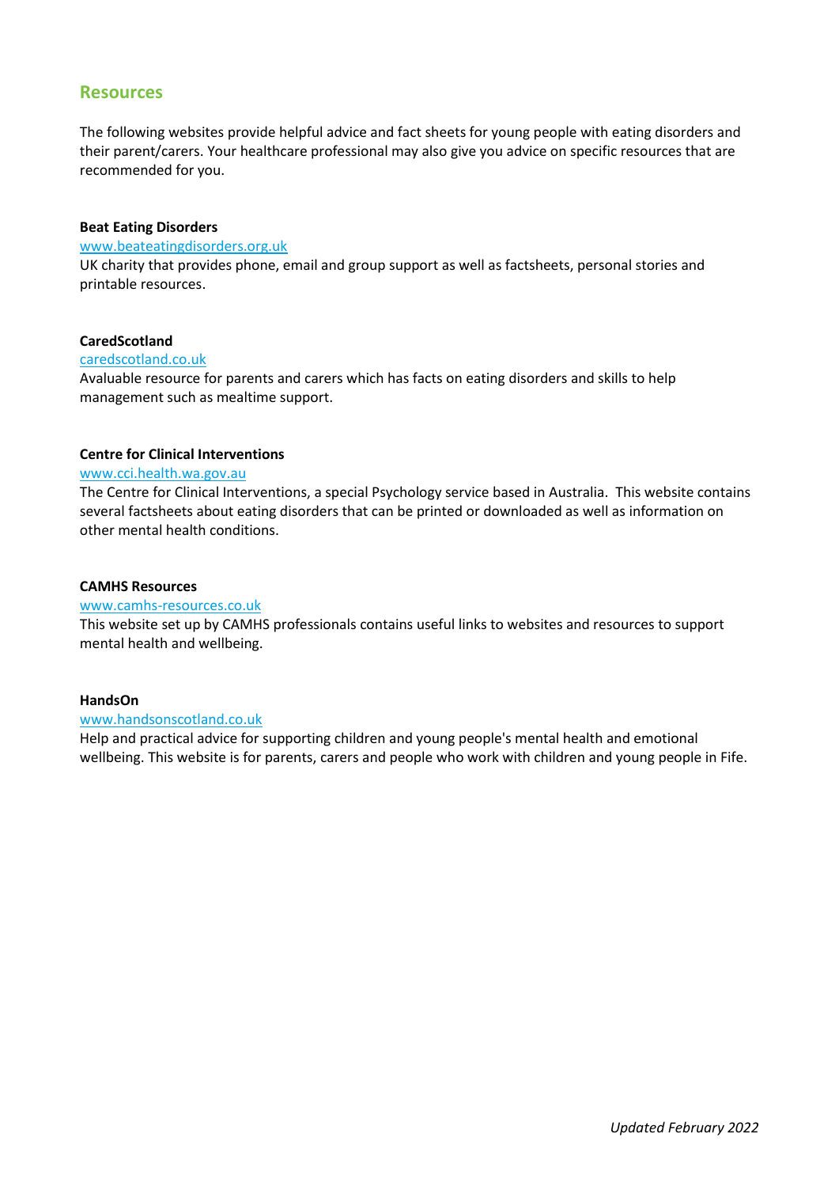## Resources

The following websites provide helpful advice and fact sheets for young people with eating disorders and their parent/carers. Your healthcare professional may also give you advice on specific resources that are recommended for you.

**Beat Eating Disorders**
[www.beateatingdisorders.org.uk](http://www.beateatingdisorders.org.uk)
UK charity that provides phone, email and group support as well as factsheets, personal stories and printable resources.

**CaredScotland**
[caredscotland.co.uk](http://caredscotland.co.uk)
Avaluable resource for parents and carers which has facts on eating disorders and skills to help management such as mealtime support.

**Centre for Clinical Interventions**
[www.cci.health.wa.gov.au](http://www.cci.health.wa.gov.au)
The Centre for Clinical Interventions, a special Psychology service based in Australia. This website contains several factsheets about eating disorders that can be printed or downloaded as well as information on other mental health conditions.

**CAMHS Resources**
[www.camhs-resources.co.uk](http://www.camhs-resources.co.uk)
This website set up by CAMHS professionals contains useful links to websites and resources to support mental health and wellbeing.

**HandsOn**
[www.handsonscotland.co.uk](http://www.handsonscotland.co.uk)
Help and practical advice for supporting children and young people's mental health and emotional wellbeing. This website is for parents, carers and people who work with children and young people in Fife.

*Updated February 2022*